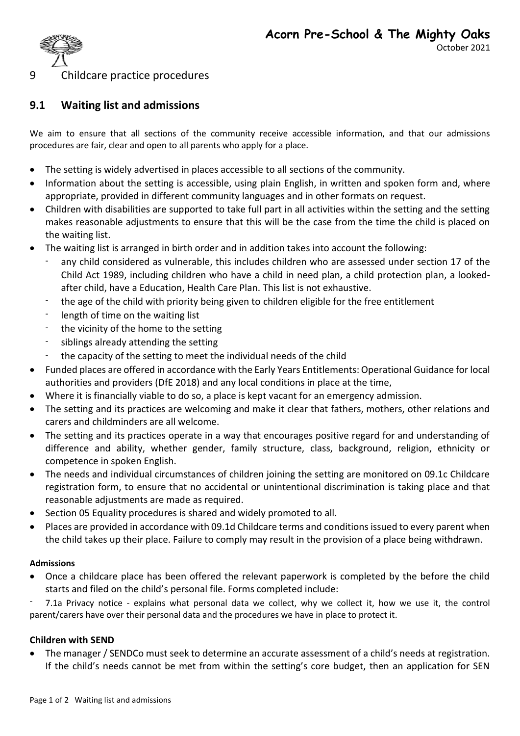# 9 Childcare practice procedures

## 9.1 Waiting list and admissions

We aim to ensure that all sections of the community receive accessible information, and that our admissions procedures are fair, clear and open to all parents who apply for a place.

- The setting is widely advertised in places accessible to all sections of the community.
- Information about the setting is accessible, using plain English, in written and spoken form and, where appropriate, provided in different community languages and in other formats on request.
- Children with disabilities are supported to take full part in all activities within the setting and the setting makes reasonable adjustments to ensure that this will be the case from the time the child is placed on the waiting list.
- The waiting list is arranged in birth order and in addition takes into account the following:
  - any child considered as vulnerable, this includes children who are assessed under section 17 of the Child Act 1989, including children who have a child in need plan, a child protection plan, a looked-after child, have a Education, Health Care Plan. This list is not exhaustive.
  - the age of the child with priority being given to children eligible for the free entitlement
  - length of time on the waiting list
  - the vicinity of the home to the setting
  - siblings already attending the setting
  - the capacity of the setting to meet the individual needs of the child
- Funded places are offered in accordance with the Early Years Entitlements: Operational Guidance for local authorities and providers (DfE 2018) and any local conditions in place at the time,
- Where it is financially viable to do so, a place is kept vacant for an emergency admission.
- The setting and its practices are welcoming and make it clear that fathers, mothers, other relations and carers and childminders are all welcome.
- The setting and its practices operate in a way that encourages positive regard for and understanding of difference and ability, whether gender, family structure, class, background, religion, ethnicity or competence in spoken English.
- The needs and individual circumstances of children joining the setting are monitored on 09.1c Childcare registration form, to ensure that no accidental or unintentional discrimination is taking place and that reasonable adjustments are made as required.
- Section 05 Equality procedures is shared and widely promoted to all.
- Places are provided in accordance with 09.1d Childcare terms and conditions issued to every parent when the child takes up their place. Failure to comply may result in the provision of a place being withdrawn.

**Admissions**

- Once a childcare place has been offered the relevant paperwork is completed by the before the child starts and filed on the child's personal file. Forms completed include:

- 7.1a Privacy notice - explains what personal data we collect, why we collect it, how we use it, the control parent/carers have over their personal data and the procedures we have in place to protect it.

**Children with SEND**

- The manager / SENDCo must seek to determine an accurate assessment of a child's needs at registration. If the child's needs cannot be met from within the setting's core budget, then an application for SEN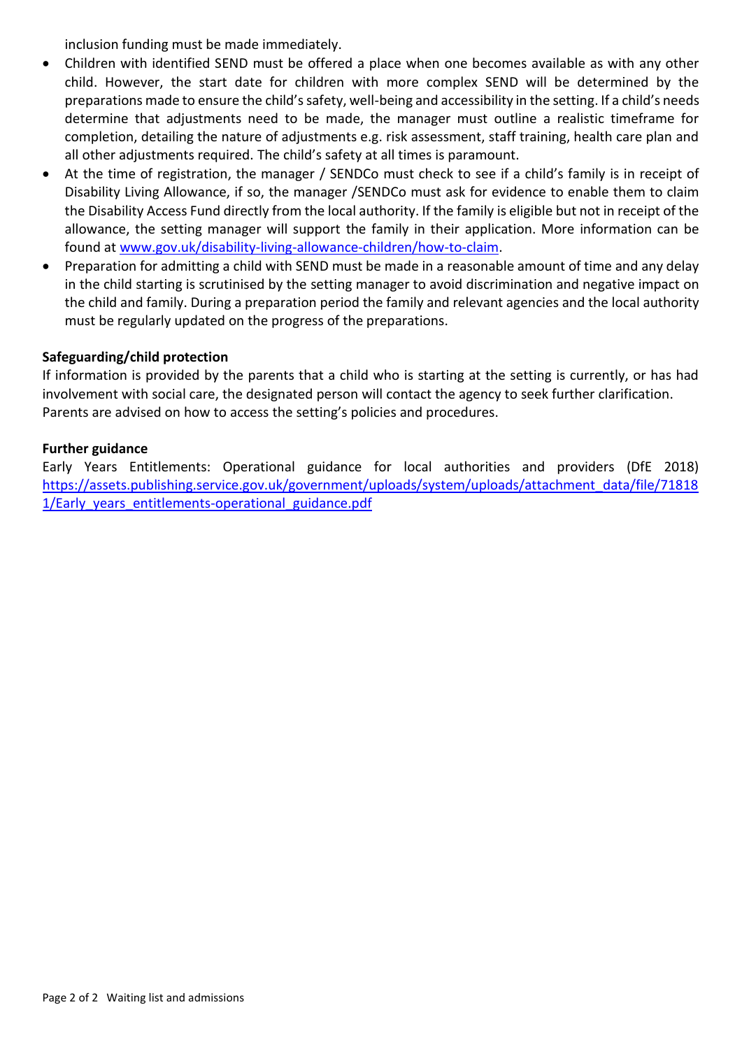inclusion funding must be made immediately.

- Children with identified SEND must be offered a place when one becomes available as with any other child. However, the start date for children with more complex SEND will be determined by the preparations made to ensure the child's safety, well-being and accessibility in the setting. If a child's needs determine that adjustments need to be made, the manager must outline a realistic timeframe for completion, detailing the nature of adjustments e.g. risk assessment, staff training, health care plan and all other adjustments required. The child's safety at all times is paramount.
- At the time of registration, the manager / SENDCo must check to see if a child's family is in receipt of Disability Living Allowance, if so, the manager /SENDCo must ask for evidence to enable them to claim the Disability Access Fund directly from the local authority. If the family is eligible but not in receipt of the allowance, the setting manager will support the family in their application. More information can be found at www.gov.uk/disability-living-allowance-children/how-to-claim.
- Preparation for admitting a child with SEND must be made in a reasonable amount of time and any delay in the child starting is scrutinised by the setting manager to avoid discrimination and negative impact on the child and family. During a preparation period the family and relevant agencies and the local authority must be regularly updated on the progress of the preparations.

**Safeguarding/child protection**

If information is provided by the parents that a child who is starting at the setting is currently, or has had involvement with social care, the designated person will contact the agency to seek further clarification. Parents are advised on how to access the setting's policies and procedures.

**Further guidance**

Early Years Entitlements: Operational guidance for local authorities and providers (DfE 2018) https://assets.publishing.service.gov.uk/government/uploads/system/uploads/attachment_data/file/718181/Early_years_entitlements-operational_guidance.pdf